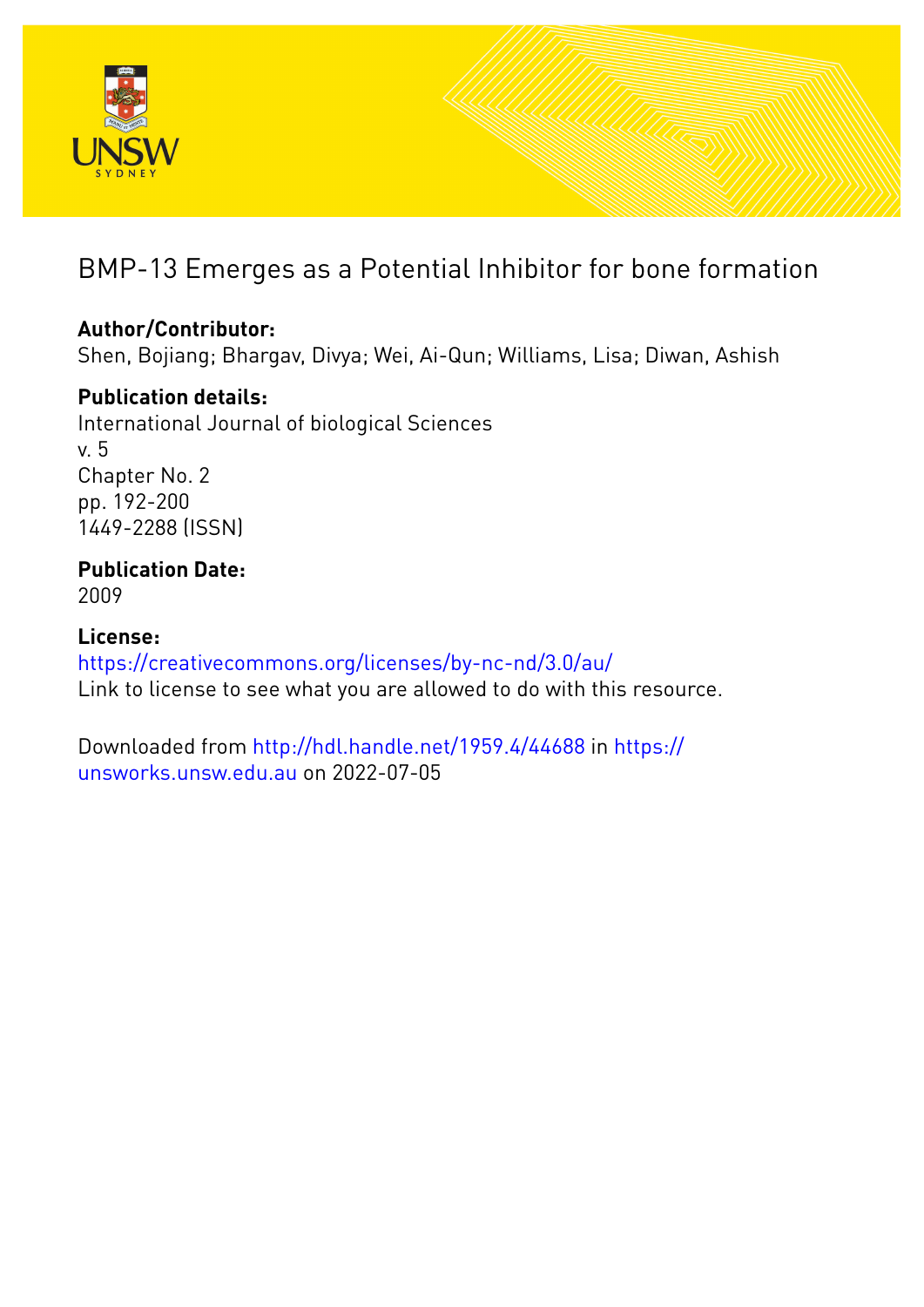# BMP-13 Emerges as a Potential Inhibitor for bone formation

**Author/Contributor:**
Shen, Bojiang; Bhargav, Divya; Wei, Ai-Qun; Williams, Lisa; Diwan, Ashish

**Publication details:**
International Journal of biological Sciences
v. 5
Chapter No. 2
pp. 192-200
1449-2288 (ISSN)

**Publication Date:**
2009

**License:**
https://creativecommons.org/licenses/by-nc-nd/3.0/au/
Link to license to see what you are allowed to do with this resource.

Downloaded from http://hdl.handle.net/1959.4/44688 in https://unsworks.unsw.edu.au on 2022-07-05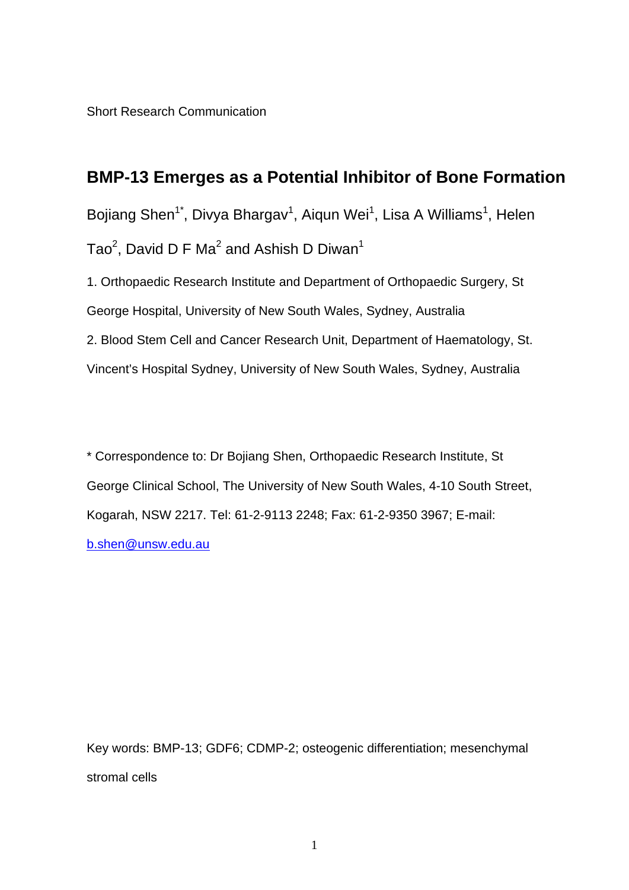Short Research Communication

# BMP-13 Emerges as a Potential Inhibitor of Bone Formation

Bojiang Shen[1*], Divya Bhargav[1], Aiqun Wei[1], Lisa A Williams[1], Helen Tao[2], David D F Ma[2] and Ashish D Diwan[1]

1. Orthopaedic Research Institute and Department of Orthopaedic Surgery, St George Hospital, University of New South Wales, Sydney, Australia

2. Blood Stem Cell and Cancer Research Unit, Department of Haematology, St. Vincent's Hospital Sydney, University of New South Wales, Sydney, Australia

* Correspondence to: Dr Bojiang Shen, Orthopaedic Research Institute, St George Clinical School, The University of New South Wales, 4-10 South Street, Kogarah, NSW 2217. Tel: 61-2-9113 2248; Fax: 61-2-9350 3967; E-mail: b.shen@unsw.edu.au

Key words: BMP-13; GDF6; CDMP-2; osteogenic differentiation; mesenchymal stromal cells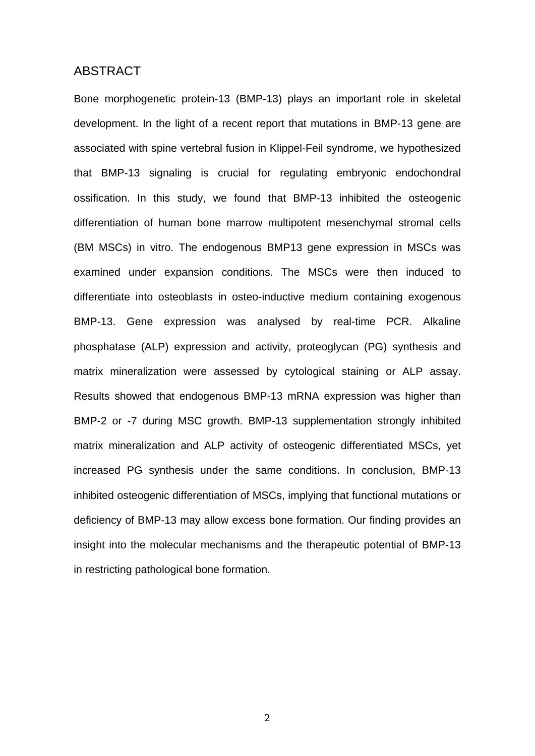## ABSTRACT

Bone morphogenetic protein-13 (BMP-13) plays an important role in skeletal development. In the light of a recent report that mutations in BMP-13 gene are associated with spine vertebral fusion in Klippel-Feil syndrome, we hypothesized that BMP-13 signaling is crucial for regulating embryonic endochondral ossification. In this study, we found that BMP-13 inhibited the osteogenic differentiation of human bone marrow multipotent mesenchymal stromal cells (BM MSCs) in vitro. The endogenous BMP13 gene expression in MSCs was examined under expansion conditions. The MSCs were then induced to differentiate into osteoblasts in osteo-inductive medium containing exogenous BMP-13. Gene expression was analysed by real-time PCR. Alkaline phosphatase (ALP) expression and activity, proteoglycan (PG) synthesis and matrix mineralization were assessed by cytological staining or ALP assay. Results showed that endogenous BMP-13 mRNA expression was higher than BMP-2 or -7 during MSC growth. BMP-13 supplementation strongly inhibited matrix mineralization and ALP activity of osteogenic differentiated MSCs, yet increased PG synthesis under the same conditions. In conclusion, BMP-13 inhibited osteogenic differentiation of MSCs, implying that functional mutations or deficiency of BMP-13 may allow excess bone formation. Our finding provides an insight into the molecular mechanisms and the therapeutic potential of BMP-13 in restricting pathological bone formation.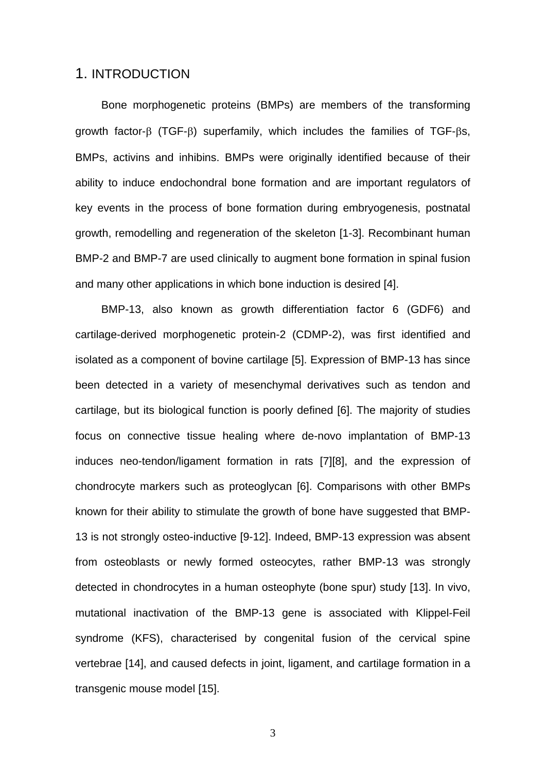# 1. INTRODUCTION

Bone morphogenetic proteins (BMPs) are members of the transforming growth factor-$\beta$ (TGF-$\beta$) superfamily, which includes the families of TGF-$\beta$s, BMPs, activins and inhibins. BMPs were originally identified because of their ability to induce endochondral bone formation and are important regulators of key events in the process of bone formation during embryogenesis, postnatal growth, remodelling and regeneration of the skeleton [1-3]. Recombinant human BMP-2 and BMP-7 are used clinically to augment bone formation in spinal fusion and many other applications in which bone induction is desired [4].

BMP-13, also known as growth differentiation factor 6 (GDF6) and cartilage-derived morphogenetic protein-2 (CDMP-2), was first identified and isolated as a component of bovine cartilage [5]. Expression of BMP-13 has since been detected in a variety of mesenchymal derivatives such as tendon and cartilage, but its biological function is poorly defined [6]. The majority of studies focus on connective tissue healing where de-novo implantation of BMP-13 induces neo-tendon/ligament formation in rats [7][8], and the expression of chondrocyte markers such as proteoglycan [6]. Comparisons with other BMPs known for their ability to stimulate the growth of bone have suggested that BMP-13 is not strongly osteo-inductive [9-12]. Indeed, BMP-13 expression was absent from osteoblasts or newly formed osteocytes, rather BMP-13 was strongly detected in chondrocytes in a human osteophyte (bone spur) study [13]. In vivo, mutational inactivation of the BMP-13 gene is associated with Klippel-Feil syndrome (KFS), characterised by congenital fusion of the cervical spine vertebrae [14], and caused defects in joint, ligament, and cartilage formation in a transgenic mouse model [15].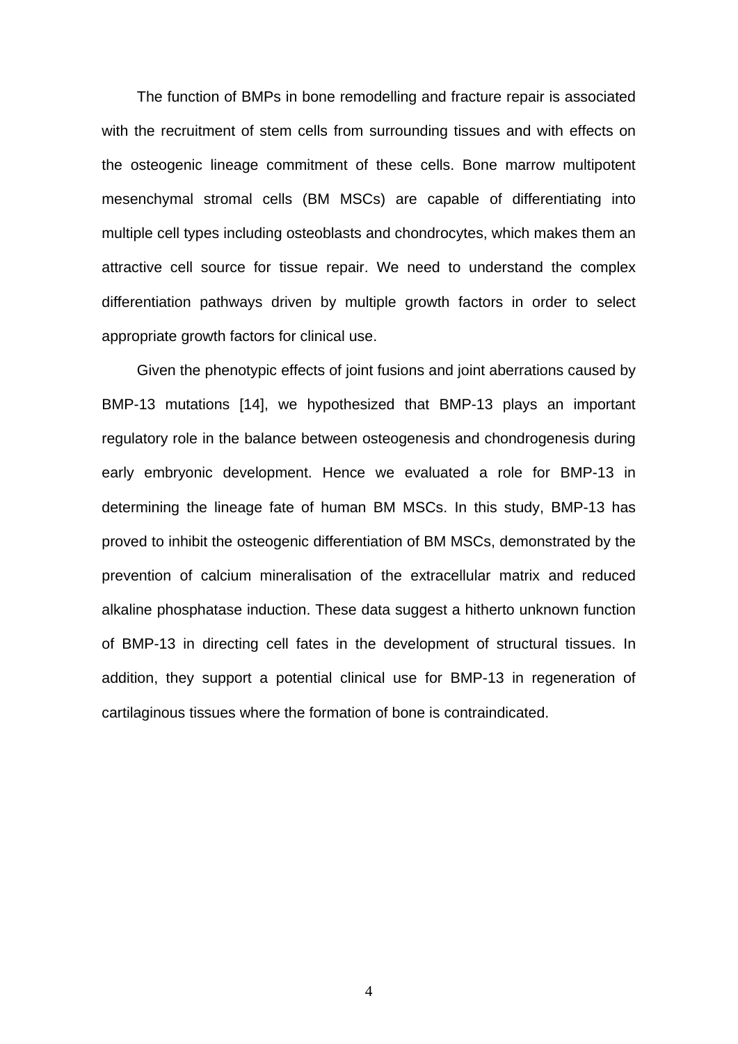The function of BMPs in bone remodelling and fracture repair is associated with the recruitment of stem cells from surrounding tissues and with effects on the osteogenic lineage commitment of these cells. Bone marrow multipotent mesenchymal stromal cells (BM MSCs) are capable of differentiating into multiple cell types including osteoblasts and chondrocytes, which makes them an attractive cell source for tissue repair. We need to understand the complex differentiation pathways driven by multiple growth factors in order to select appropriate growth factors for clinical use.

Given the phenotypic effects of joint fusions and joint aberrations caused by BMP-13 mutations [14], we hypothesized that BMP-13 plays an important regulatory role in the balance between osteogenesis and chondrogenesis during early embryonic development. Hence we evaluated a role for BMP-13 in determining the lineage fate of human BM MSCs. In this study, BMP-13 has proved to inhibit the osteogenic differentiation of BM MSCs, demonstrated by the prevention of calcium mineralisation of the extracellular matrix and reduced alkaline phosphatase induction. These data suggest a hitherto unknown function of BMP-13 in directing cell fates in the development of structural tissues. In addition, they support a potential clinical use for BMP-13 in regeneration of cartilaginous tissues where the formation of bone is contraindicated.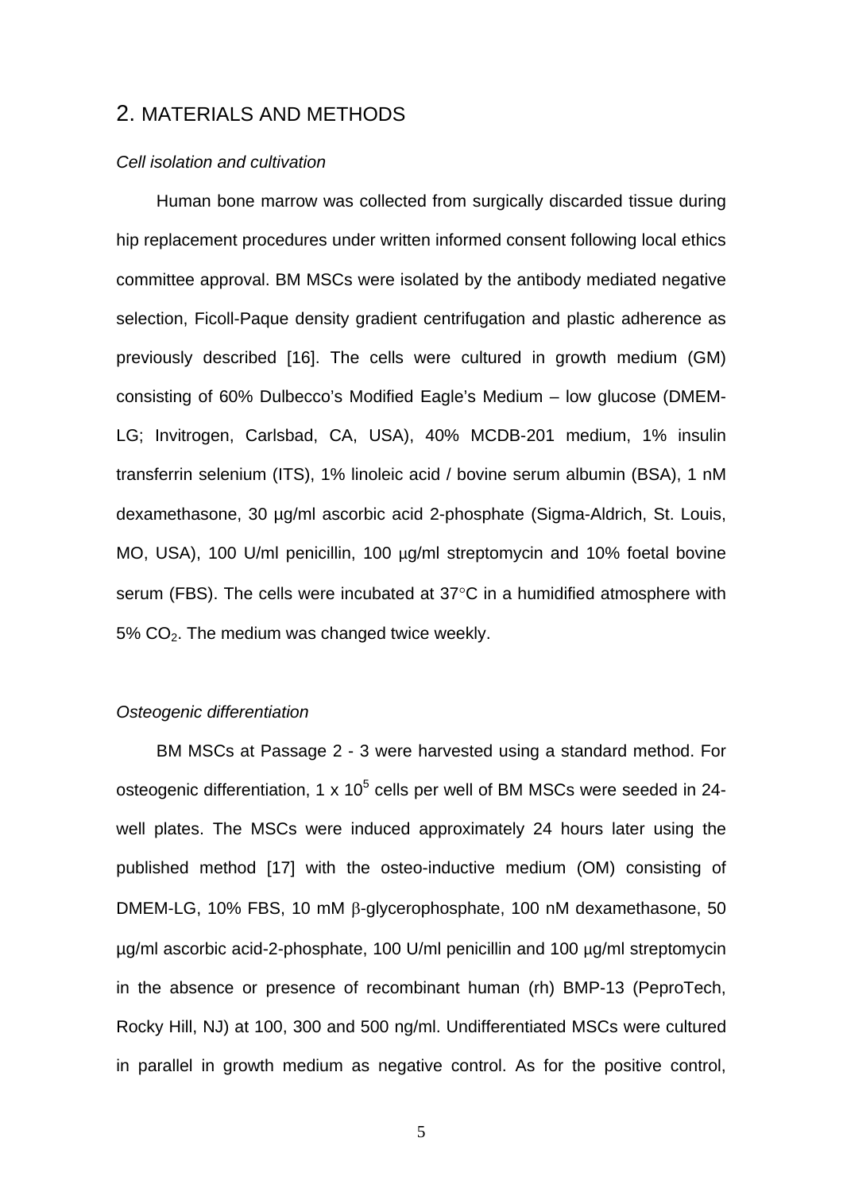## 2. MATERIALS AND METHODS

*Cell isolation and cultivation*

Human bone marrow was collected from surgically discarded tissue during hip replacement procedures under written informed consent following local ethics committee approval. BM MSCs were isolated by the antibody mediated negative selection, Ficoll-Paque density gradient centrifugation and plastic adherence as previously described [16]. The cells were cultured in growth medium (GM) consisting of 60% Dulbecco's Modified Eagle's Medium – low glucose (DMEM-LG; Invitrogen, Carlsbad, CA, USA), 40% MCDB-201 medium, 1% insulin transferrin selenium (ITS), 1% linoleic acid / bovine serum albumin (BSA), 1 nM dexamethasone, 30 µg/ml ascorbic acid 2-phosphate (Sigma-Aldrich, St. Louis, MO, USA), 100 U/ml penicillin, 100 µg/ml streptomycin and 10% foetal bovine serum (FBS). The cells were incubated at 37°C in a humidified atmosphere with 5% $CO_2$. The medium was changed twice weekly.

*Osteogenic differentiation*

BM MSCs at Passage 2 - 3 were harvested using a standard method. For osteogenic differentiation, 1 x $10^5$ cells per well of BM MSCs were seeded in 24-well plates. The MSCs were induced approximately 24 hours later using the published method [17] with the osteo-inductive medium (OM) consisting of DMEM-LG, 10% FBS, 10 mM β-glycerophosphate, 100 nM dexamethasone, 50 µg/ml ascorbic acid-2-phosphate, 100 U/ml penicillin and 100 µg/ml streptomycin in the absence or presence of recombinant human (rh) BMP-13 (PeproTech, Rocky Hill, NJ) at 100, 300 and 500 ng/ml. Undifferentiated MSCs were cultured in parallel in growth medium as negative control. As for the positive control,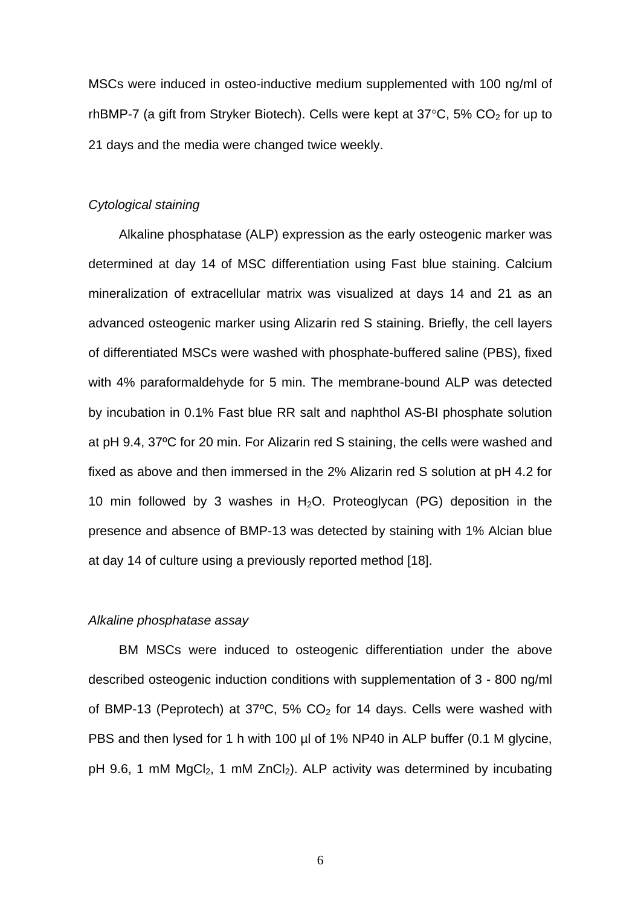MSCs were induced in osteo-inductive medium supplemented with 100 ng/ml of rhBMP-7 (a gift from Stryker Biotech). Cells were kept at 37°C, 5% $CO_2$ for up to 21 days and the media were changed twice weekly.

*Cytological staining*

Alkaline phosphatase (ALP) expression as the early osteogenic marker was determined at day 14 of MSC differentiation using Fast blue staining. Calcium mineralization of extracellular matrix was visualized at days 14 and 21 as an advanced osteogenic marker using Alizarin red S staining. Briefly, the cell layers of differentiated MSCs were washed with phosphate-buffered saline (PBS), fixed with 4% paraformaldehyde for 5 min. The membrane-bound ALP was detected by incubation in 0.1% Fast blue RR salt and naphthol AS-BI phosphate solution at pH 9.4, 37ºC for 20 min. For Alizarin red S staining, the cells were washed and fixed as above and then immersed in the 2% Alizarin red S solution at pH 4.2 for 10 min followed by 3 washes in $H_2O$. Proteoglycan (PG) deposition in the presence and absence of BMP-13 was detected by staining with 1% Alcian blue at day 14 of culture using a previously reported method [18].

*Alkaline phosphatase assay*

BM MSCs were induced to osteogenic differentiation under the above described osteogenic induction conditions with supplementation of 3 - 800 ng/ml of BMP-13 (Peprotech) at 37ºC, 5% $CO_2$ for 14 days. Cells were washed with PBS and then lysed for 1 h with 100 µl of 1% NP40 in ALP buffer (0.1 M glycine, pH 9.6, 1 mM $MgCl_2$, 1 mM $ZnCl_2$). ALP activity was determined by incubating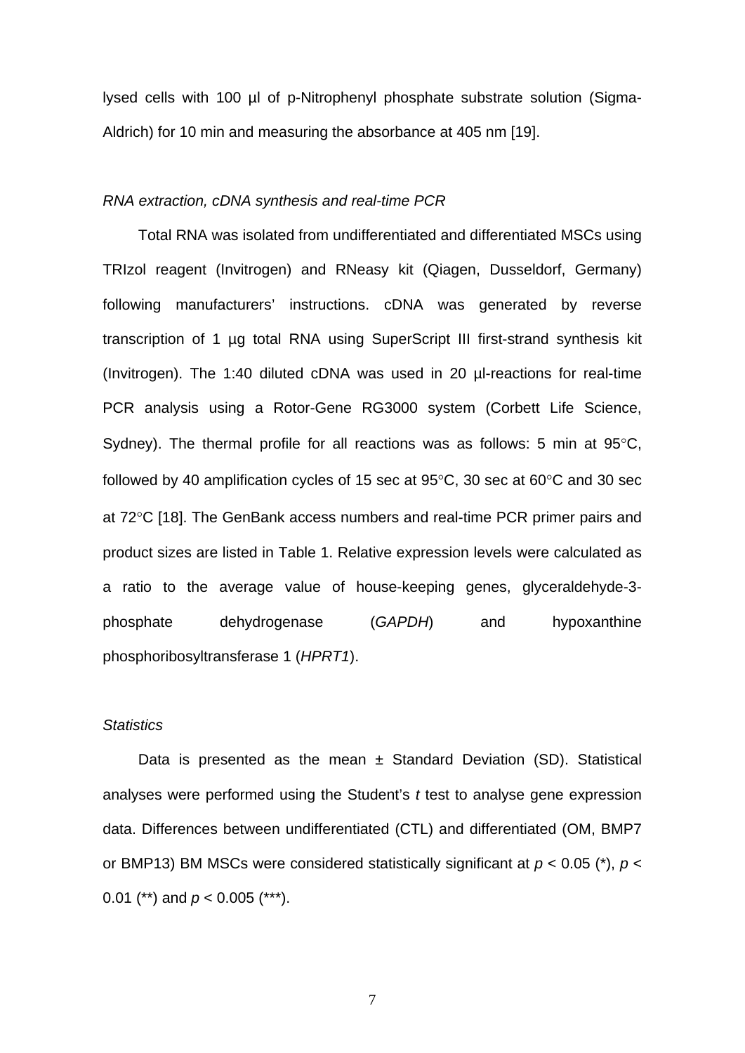lysed cells with 100 µl of p-Nitrophenyl phosphate substrate solution (Sigma-Aldrich) for 10 min and measuring the absorbance at 405 nm [19].

### *RNA extraction, cDNA synthesis and real-time PCR*

Total RNA was isolated from undifferentiated and differentiated MSCs using TRIzol reagent (Invitrogen) and RNeasy kit (Qiagen, Dusseldorf, Germany) following manufacturers' instructions. cDNA was generated by reverse transcription of 1 µg total RNA using SuperScript III first-strand synthesis kit (Invitrogen). The 1:40 diluted cDNA was used in 20 µl-reactions for real-time PCR analysis using a Rotor-Gene RG3000 system (Corbett Life Science, Sydney). The thermal profile for all reactions was as follows: 5 min at 95°C, followed by 40 amplification cycles of 15 sec at 95°C, 30 sec at 60°C and 30 sec at 72°C [18]. The GenBank access numbers and real-time PCR primer pairs and product sizes are listed in Table 1. Relative expression levels were calculated as a ratio to the average value of house-keeping genes, glyceraldehyde-3-phosphate dehydrogenase (*GAPDH*) and hypoxanthine phosphoribosyltransferase 1 (*HPRT1*).

### *Statistics*

Data is presented as the mean ± Standard Deviation (SD). Statistical analyses were performed using the Student's *t* test to analyse gene expression data. Differences between undifferentiated (CTL) and differentiated (OM, BMP7 or BMP13) BM MSCs were considered statistically significant at $p < 0.05$ (*), $p < 0.01$ (**) and $p < 0.005$ (***).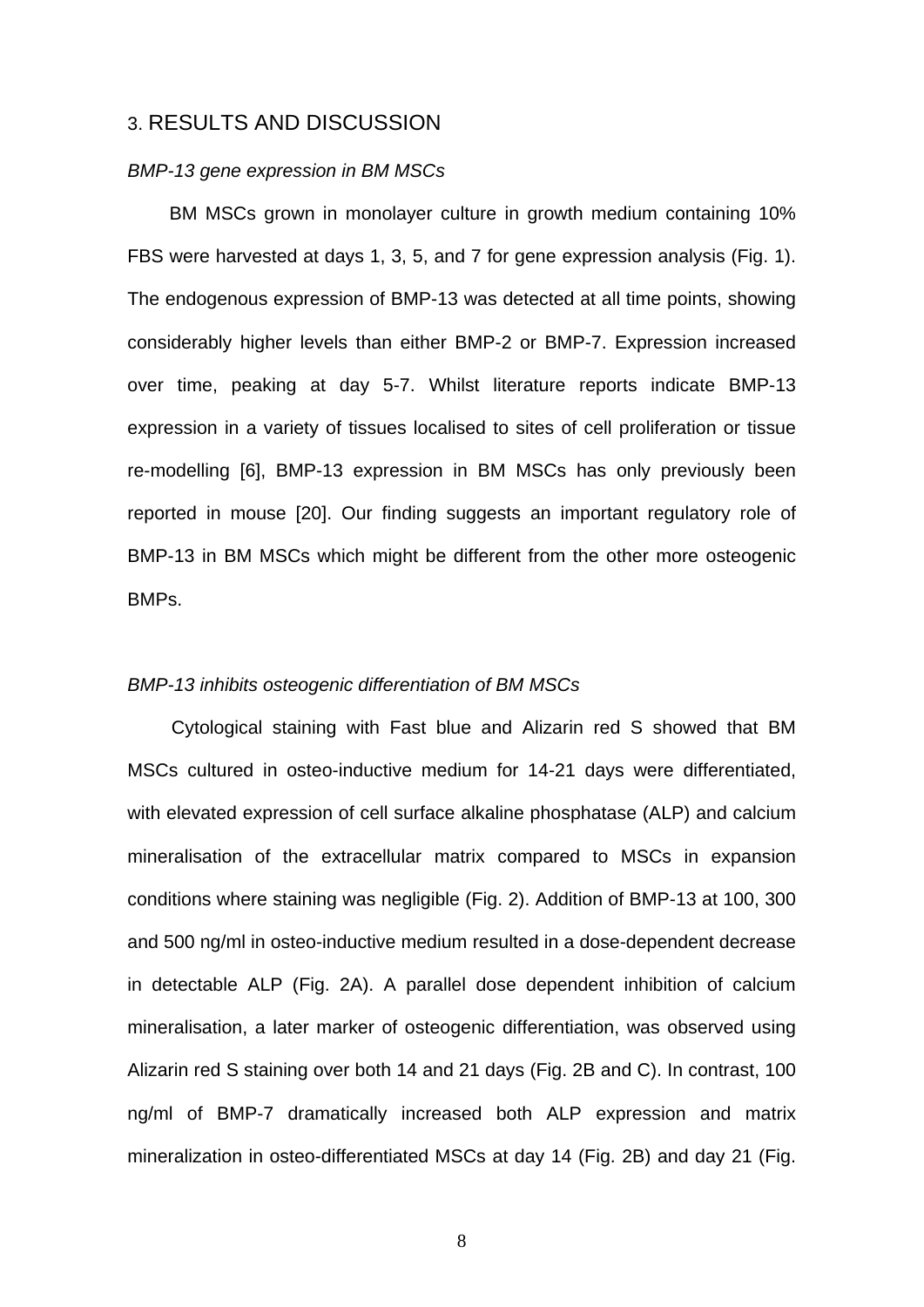## 3. RESULTS AND DISCUSSION

### *BMP-13 gene expression in BM MSCs*

BM MSCs grown in monolayer culture in growth medium containing 10% FBS were harvested at days 1, 3, 5, and 7 for gene expression analysis (Fig. 1). The endogenous expression of BMP-13 was detected at all time points, showing considerably higher levels than either BMP-2 or BMP-7. Expression increased over time, peaking at day 5-7. Whilst literature reports indicate BMP-13 expression in a variety of tissues localised to sites of cell proliferation or tissue re-modelling [6], BMP-13 expression in BM MSCs has only previously been reported in mouse [20]. Our finding suggests an important regulatory role of BMP-13 in BM MSCs which might be different from the other more osteogenic BMPs.

### *BMP-13 inhibits osteogenic differentiation of BM MSCs*

Cytological staining with Fast blue and Alizarin red S showed that BM MSCs cultured in osteo-inductive medium for 14-21 days were differentiated, with elevated expression of cell surface alkaline phosphatase (ALP) and calcium mineralisation of the extracellular matrix compared to MSCs in expansion conditions where staining was negligible (Fig. 2). Addition of BMP-13 at 100, 300 and 500 ng/ml in osteo-inductive medium resulted in a dose-dependent decrease in detectable ALP (Fig. 2A). A parallel dose dependent inhibition of calcium mineralisation, a later marker of osteogenic differentiation, was observed using Alizarin red S staining over both 14 and 21 days (Fig. 2B and C). In contrast, 100 ng/ml of BMP-7 dramatically increased both ALP expression and matrix mineralization in osteo-differentiated MSCs at day 14 (Fig. 2B) and day 21 (Fig.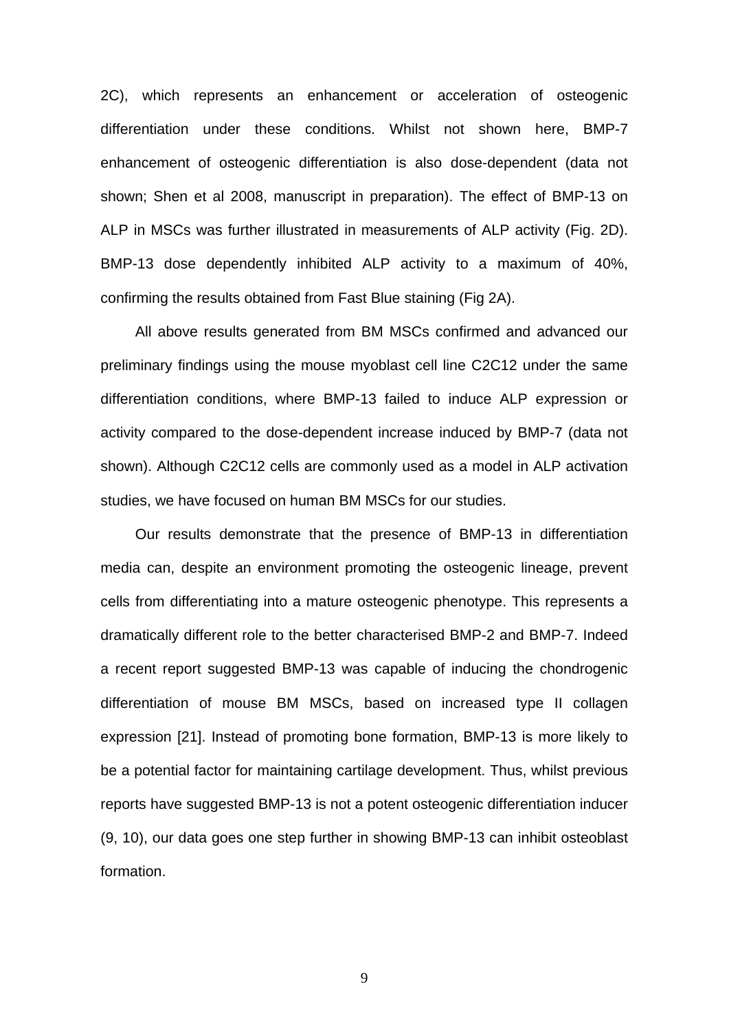2C), which represents an enhancement or acceleration of osteogenic differentiation under these conditions. Whilst not shown here, BMP-7 enhancement of osteogenic differentiation is also dose-dependent (data not shown; Shen et al 2008, manuscript in preparation). The effect of BMP-13 on ALP in MSCs was further illustrated in measurements of ALP activity (Fig. 2D). BMP-13 dose dependently inhibited ALP activity to a maximum of 40%, confirming the results obtained from Fast Blue staining (Fig 2A).

All above results generated from BM MSCs confirmed and advanced our preliminary findings using the mouse myoblast cell line C2C12 under the same differentiation conditions, where BMP-13 failed to induce ALP expression or activity compared to the dose-dependent increase induced by BMP-7 (data not shown). Although C2C12 cells are commonly used as a model in ALP activation studies, we have focused on human BM MSCs for our studies.

Our results demonstrate that the presence of BMP-13 in differentiation media can, despite an environment promoting the osteogenic lineage, prevent cells from differentiating into a mature osteogenic phenotype. This represents a dramatically different role to the better characterised BMP-2 and BMP-7. Indeed a recent report suggested BMP-13 was capable of inducing the chondrogenic differentiation of mouse BM MSCs, based on increased type II collagen expression [21]. Instead of promoting bone formation, BMP-13 is more likely to be a potential factor for maintaining cartilage development. Thus, whilst previous reports have suggested BMP-13 is not a potent osteogenic differentiation inducer (9, 10), our data goes one step further in showing BMP-13 can inhibit osteoblast formation.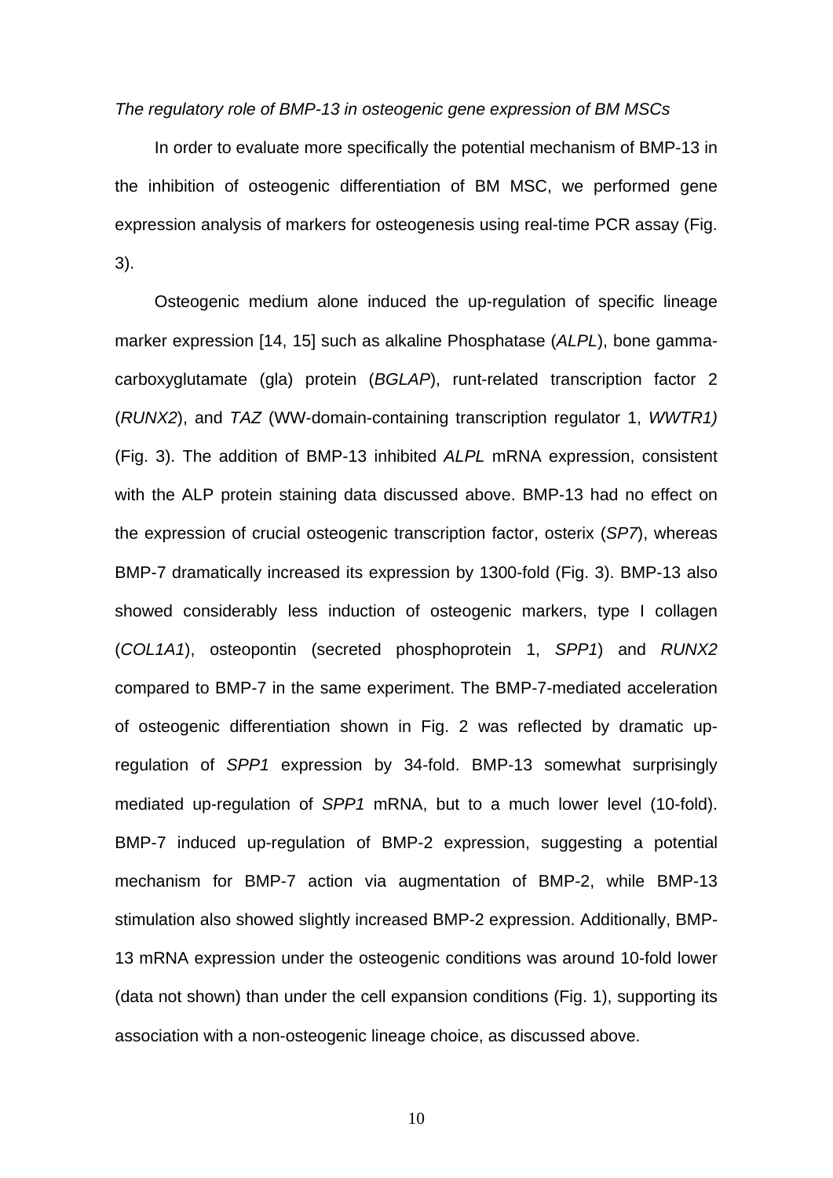*The regulatory role of BMP-13 in osteogenic gene expression of BM MSCs*

In order to evaluate more specifically the potential mechanism of BMP-13 in the inhibition of osteogenic differentiation of BM MSC, we performed gene expression analysis of markers for osteogenesis using real-time PCR assay (Fig. 3).

Osteogenic medium alone induced the up-regulation of specific lineage marker expression [14, 15] such as alkaline Phosphatase (*ALPL*), bone gamma-carboxyglutamate (gla) protein (*BGLAP*), runt-related transcription factor 2 (*RUNX2*), and *TAZ* (WW-domain-containing transcription regulator 1, *WWTR1)* (Fig. 3). The addition of BMP-13 inhibited *ALPL* mRNA expression, consistent with the ALP protein staining data discussed above. BMP-13 had no effect on the expression of crucial osteogenic transcription factor, osterix (*SP7*), whereas BMP-7 dramatically increased its expression by 1300-fold (Fig. 3). BMP-13 also showed considerably less induction of osteogenic markers, type I collagen (*COL1A1*), osteopontin (secreted phosphoprotein 1, *SPP1*) and *RUNX2* compared to BMP-7 in the same experiment. The BMP-7-mediated acceleration of osteogenic differentiation shown in Fig. 2 was reflected by dramatic up-regulation of *SPP1* expression by 34-fold. BMP-13 somewhat surprisingly mediated up-regulation of *SPP1* mRNA, but to a much lower level (10-fold). BMP-7 induced up-regulation of BMP-2 expression, suggesting a potential mechanism for BMP-7 action via augmentation of BMP-2, while BMP-13 stimulation also showed slightly increased BMP-2 expression. Additionally, BMP-13 mRNA expression under the osteogenic conditions was around 10-fold lower (data not shown) than under the cell expansion conditions (Fig. 1), supporting its association with a non-osteogenic lineage choice, as discussed above.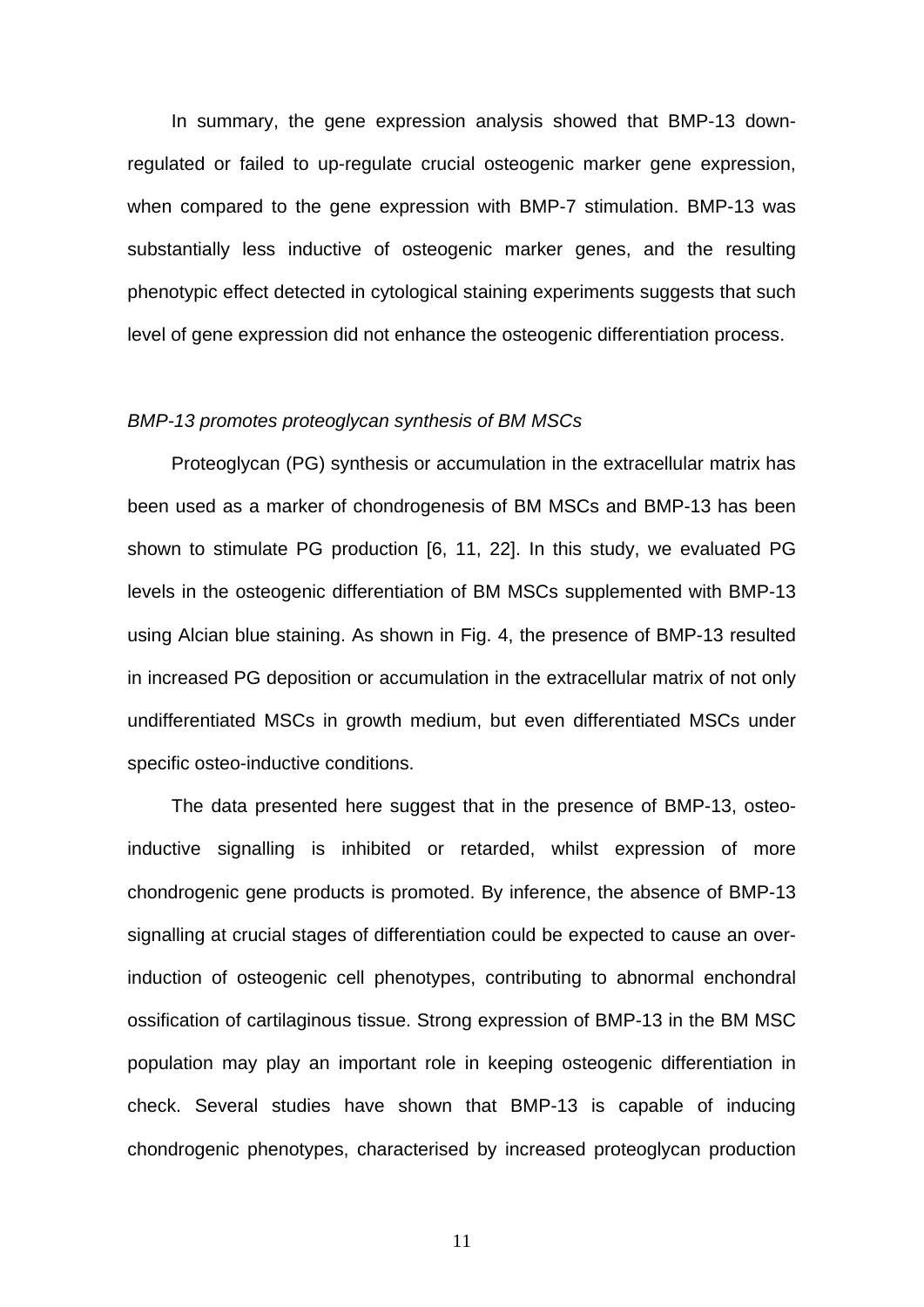In summary, the gene expression analysis showed that BMP-13 down-regulated or failed to up-regulate crucial osteogenic marker gene expression, when compared to the gene expression with BMP-7 stimulation. BMP-13 was substantially less inductive of osteogenic marker genes, and the resulting phenotypic effect detected in cytological staining experiments suggests that such level of gene expression did not enhance the osteogenic differentiation process.

*BMP-13 promotes proteoglycan synthesis of BM MSCs*

Proteoglycan (PG) synthesis or accumulation in the extracellular matrix has been used as a marker of chondrogenesis of BM MSCs and BMP-13 has been shown to stimulate PG production [6, 11, 22]. In this study, we evaluated PG levels in the osteogenic differentiation of BM MSCs supplemented with BMP-13 using Alcian blue staining. As shown in Fig. 4, the presence of BMP-13 resulted in increased PG deposition or accumulation in the extracellular matrix of not only undifferentiated MSCs in growth medium, but even differentiated MSCs under specific osteo-inductive conditions.

The data presented here suggest that in the presence of BMP-13, osteo-inductive signalling is inhibited or retarded, whilst expression of more chondrogenic gene products is promoted. By inference, the absence of BMP-13 signalling at crucial stages of differentiation could be expected to cause an over-induction of osteogenic cell phenotypes, contributing to abnormal enchondral ossification of cartilaginous tissue. Strong expression of BMP-13 in the BM MSC population may play an important role in keeping osteogenic differentiation in check. Several studies have shown that BMP-13 is capable of inducing chondrogenic phenotypes, characterised by increased proteoglycan production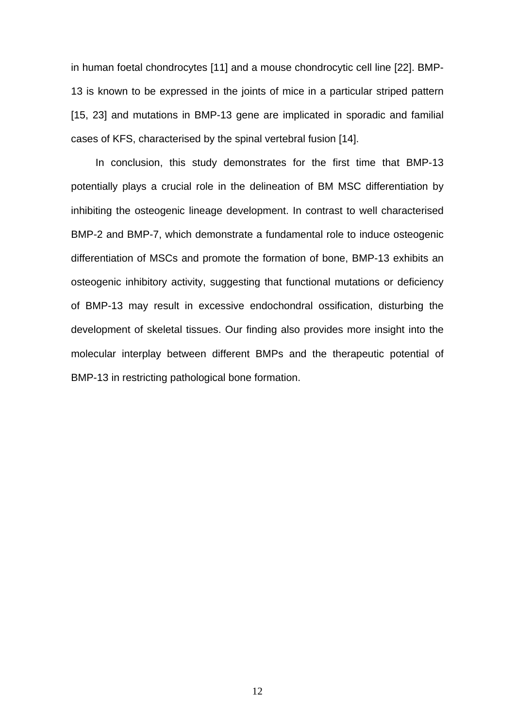in human foetal chondrocytes [11] and a mouse chondrocytic cell line [22]. BMP-13 is known to be expressed in the joints of mice in a particular striped pattern [15, 23] and mutations in BMP-13 gene are implicated in sporadic and familial cases of KFS, characterised by the spinal vertebral fusion [14].

In conclusion, this study demonstrates for the first time that BMP-13 potentially plays a crucial role in the delineation of BM MSC differentiation by inhibiting the osteogenic lineage development. In contrast to well characterised BMP-2 and BMP-7, which demonstrate a fundamental role to induce osteogenic differentiation of MSCs and promote the formation of bone, BMP-13 exhibits an osteogenic inhibitory activity, suggesting that functional mutations or deficiency of BMP-13 may result in excessive endochondral ossification, disturbing the development of skeletal tissues. Our finding also provides more insight into the molecular interplay between different BMPs and the therapeutic potential of BMP-13 in restricting pathological bone formation.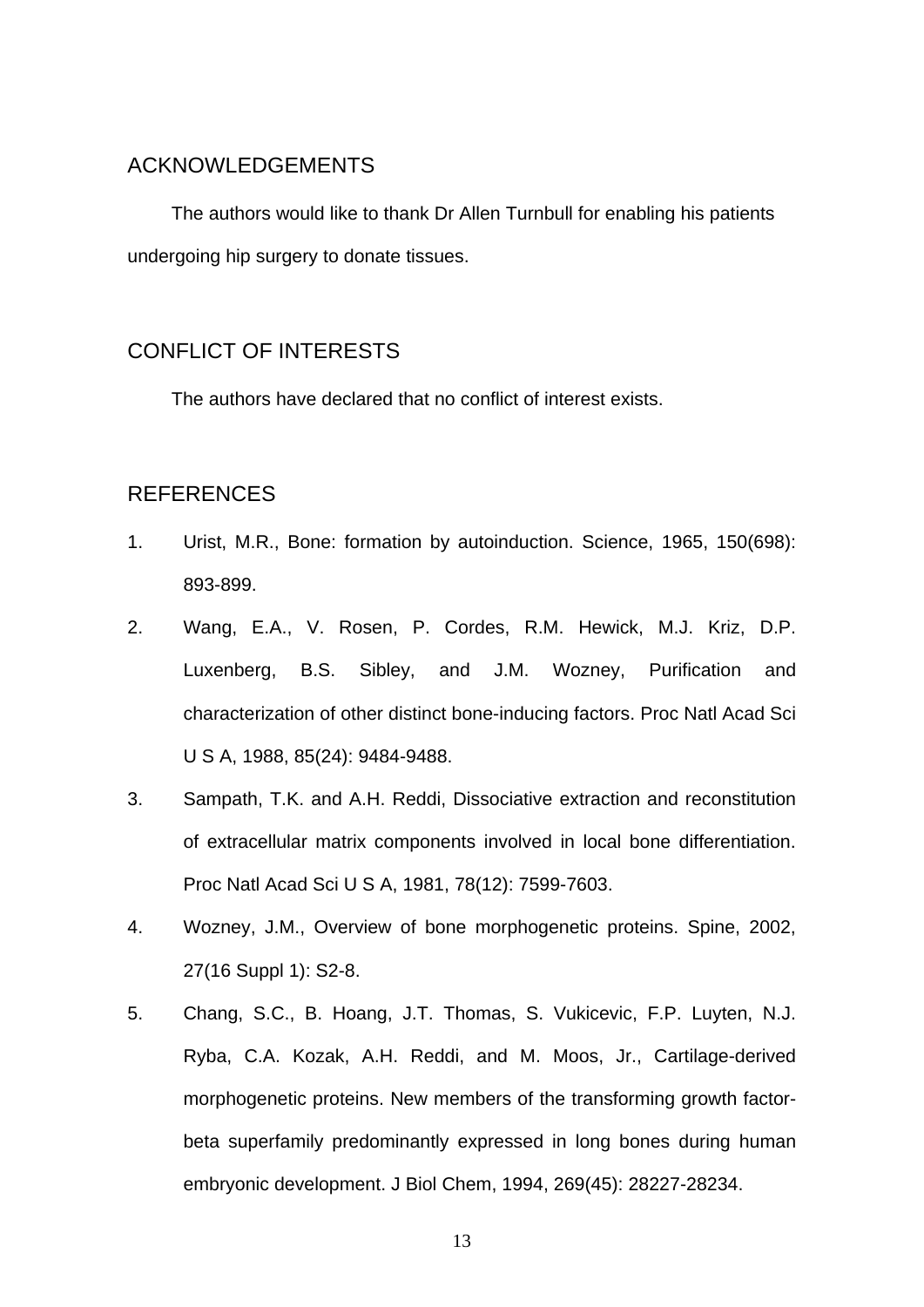## ACKNOWLEDGEMENTS

The authors would like to thank Dr Allen Turnbull for enabling his patients undergoing hip surgery to donate tissues.

## CONFLICT OF INTERESTS

The authors have declared that no conflict of interest exists.

## REFERENCES

1. Urist, M.R., Bone: formation by autoinduction. Science, 1965, 150(698): 893-899.
2. Wang, E.A., V. Rosen, P. Cordes, R.M. Hewick, M.J. Kriz, D.P. Luxenberg, B.S. Sibley, and J.M. Wozney, Purification and characterization of other distinct bone-inducing factors. Proc Natl Acad Sci U S A, 1988, 85(24): 9484-9488.
3. Sampath, T.K. and A.H. Reddi, Dissociative extraction and reconstitution of extracellular matrix components involved in local bone differentiation. Proc Natl Acad Sci U S A, 1981, 78(12): 7599-7603.
4. Wozney, J.M., Overview of bone morphogenetic proteins. Spine, 2002, 27(16 Suppl 1): S2-8.
5. Chang, S.C., B. Hoang, J.T. Thomas, S. Vukicevic, F.P. Luyten, N.J. Ryba, C.A. Kozak, A.H. Reddi, and M. Moos, Jr., Cartilage-derived morphogenetic proteins. New members of the transforming growth factor-beta superfamily predominantly expressed in long bones during human embryonic development. J Biol Chem, 1994, 269(45): 28227-28234.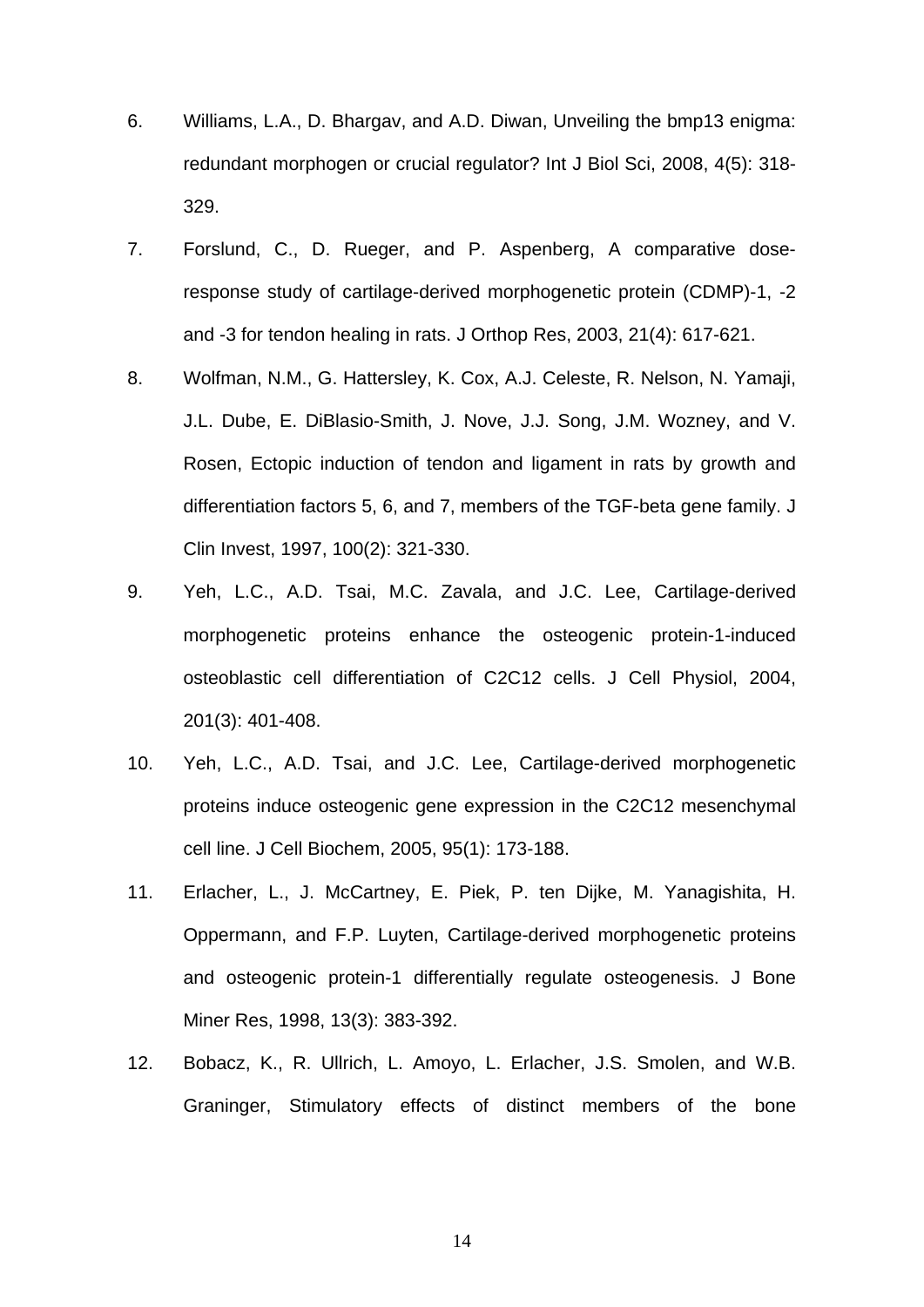6. Williams, L.A., D. Bhargav, and A.D. Diwan, Unveiling the bmp13 enigma: redundant morphogen or crucial regulator? Int J Biol Sci, 2008, 4(5): 318-329.

7. Forslund, C., D. Rueger, and P. Aspenberg, A comparative dose-response study of cartilage-derived morphogenetic protein (CDMP)-1, -2 and -3 for tendon healing in rats. J Orthop Res, 2003, 21(4): 617-621.

8. Wolfman, N.M., G. Hattersley, K. Cox, A.J. Celeste, R. Nelson, N. Yamaji, J.L. Dube, E. DiBlasio-Smith, J. Nove, J.J. Song, J.M. Wozney, and V. Rosen, Ectopic induction of tendon and ligament in rats by growth and differentiation factors 5, 6, and 7, members of the TGF-beta gene family. J Clin Invest, 1997, 100(2): 321-330.

9. Yeh, L.C., A.D. Tsai, M.C. Zavala, and J.C. Lee, Cartilage-derived morphogenetic proteins enhance the osteogenic protein-1-induced osteoblastic cell differentiation of C2C12 cells. J Cell Physiol, 2004, 201(3): 401-408.

10. Yeh, L.C., A.D. Tsai, and J.C. Lee, Cartilage-derived morphogenetic proteins induce osteogenic gene expression in the C2C12 mesenchymal cell line. J Cell Biochem, 2005, 95(1): 173-188.

11. Erlacher, L., J. McCartney, E. Piek, P. ten Dijke, M. Yanagishita, H. Oppermann, and F.P. Luyten, Cartilage-derived morphogenetic proteins and osteogenic protein-1 differentially regulate osteogenesis. J Bone Miner Res, 1998, 13(3): 383-392.

12. Bobacz, K., R. Ullrich, L. Amoyo, L. Erlacher, J.S. Smolen, and W.B. Graninger, Stimulatory effects of distinct members of the bone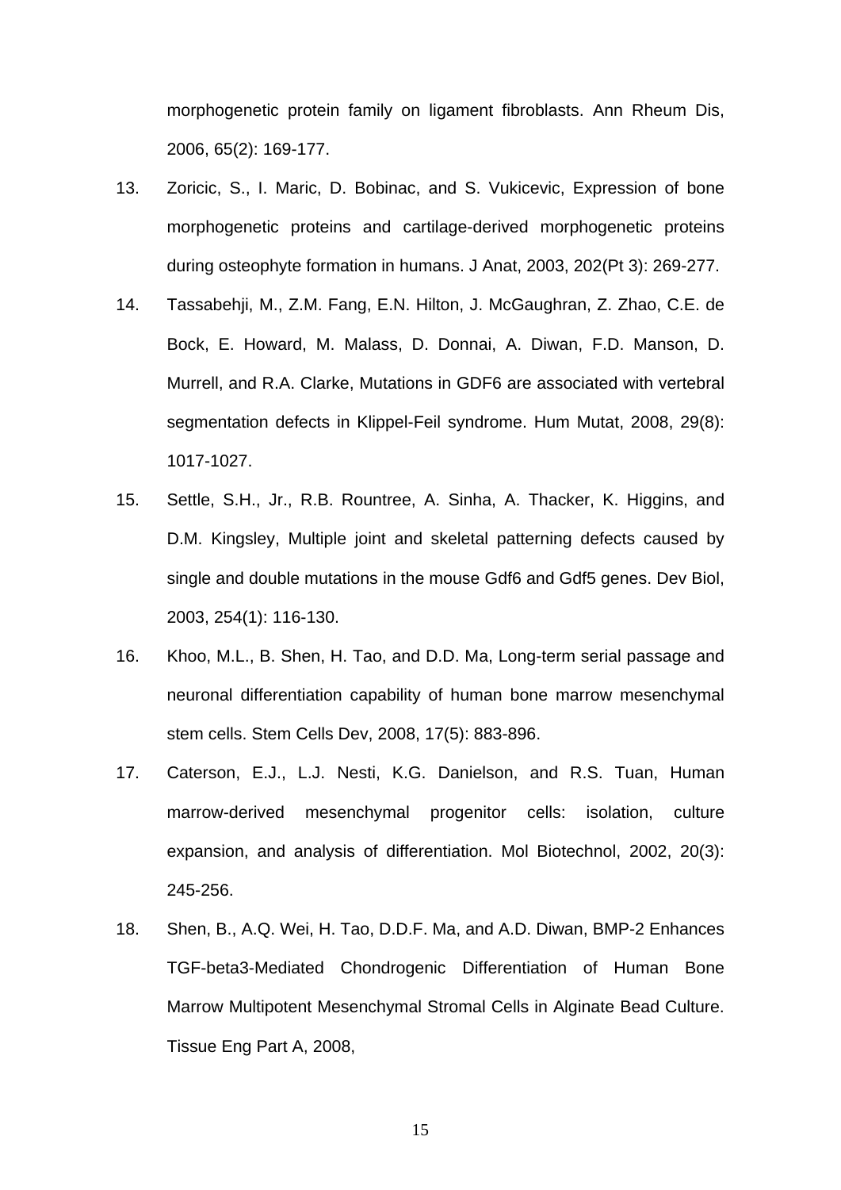morphogenetic protein family on ligament fibroblasts. Ann Rheum Dis, 2006, 65(2): 169-177.

13. Zoricic, S., I. Maric, D. Bobinac, and S. Vukicevic, Expression of bone morphogenetic proteins and cartilage-derived morphogenetic proteins during osteophyte formation in humans. J Anat, 2003, 202(Pt 3): 269-277.
14. Tassabehji, M., Z.M. Fang, E.N. Hilton, J. McGaughran, Z. Zhao, C.E. de Bock, E. Howard, M. Malass, D. Donnai, A. Diwan, F.D. Manson, D. Murrell, and R.A. Clarke, Mutations in GDF6 are associated with vertebral segmentation defects in Klippel-Feil syndrome. Hum Mutat, 2008, 29(8): 1017-1027.
15. Settle, S.H., Jr., R.B. Rountree, A. Sinha, A. Thacker, K. Higgins, and D.M. Kingsley, Multiple joint and skeletal patterning defects caused by single and double mutations in the mouse Gdf6 and Gdf5 genes. Dev Biol, 2003, 254(1): 116-130.
16. Khoo, M.L., B. Shen, H. Tao, and D.D. Ma, Long-term serial passage and neuronal differentiation capability of human bone marrow mesenchymal stem cells. Stem Cells Dev, 2008, 17(5): 883-896.
17. Caterson, E.J., L.J. Nesti, K.G. Danielson, and R.S. Tuan, Human marrow-derived mesenchymal progenitor cells: isolation, culture expansion, and analysis of differentiation. Mol Biotechnol, 2002, 20(3): 245-256.
18. Shen, B., A.Q. Wei, H. Tao, D.D.F. Ma, and A.D. Diwan, BMP-2 Enhances TGF-beta3-Mediated Chondrogenic Differentiation of Human Bone Marrow Multipotent Mesenchymal Stromal Cells in Alginate Bead Culture. Tissue Eng Part A, 2008,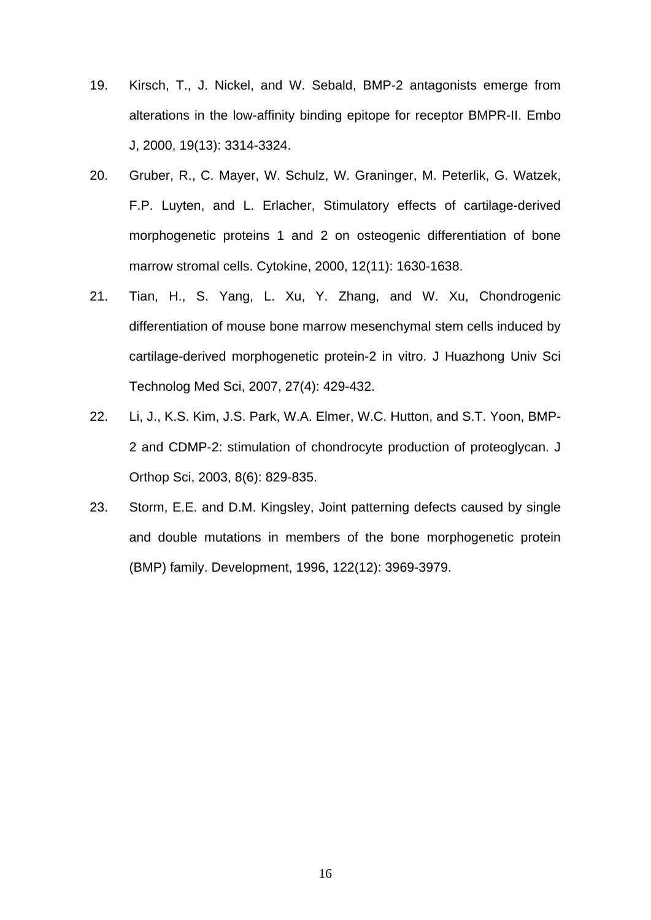19. Kirsch, T., J. Nickel, and W. Sebald, BMP-2 antagonists emerge from alterations in the low-affinity binding epitope for receptor BMPR-II. Embo J, 2000, 19(13): 3314-3324.

20. Gruber, R., C. Mayer, W. Schulz, W. Graninger, M. Peterlik, G. Watzek, F.P. Luyten, and L. Erlacher, Stimulatory effects of cartilage-derived morphogenetic proteins 1 and 2 on osteogenic differentiation of bone marrow stromal cells. Cytokine, 2000, 12(11): 1630-1638.

21. Tian, H., S. Yang, L. Xu, Y. Zhang, and W. Xu, Chondrogenic differentiation of mouse bone marrow mesenchymal stem cells induced by cartilage-derived morphogenetic protein-2 in vitro. J Huazhong Univ Sci Technolog Med Sci, 2007, 27(4): 429-432.

22. Li, J., K.S. Kim, J.S. Park, W.A. Elmer, W.C. Hutton, and S.T. Yoon, BMP-2 and CDMP-2: stimulation of chondrocyte production of proteoglycan. J Orthop Sci, 2003, 8(6): 829-835.

23. Storm, E.E. and D.M. Kingsley, Joint patterning defects caused by single and double mutations in members of the bone morphogenetic protein (BMP) family. Development, 1996, 122(12): 3969-3979.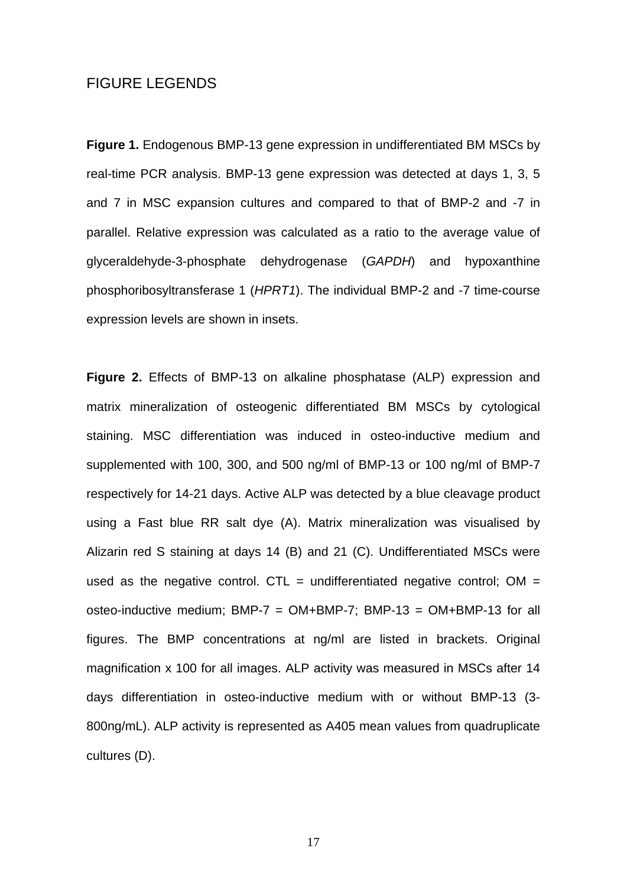## FIGURE LEGENDS

**Figure 1.** Endogenous BMP-13 gene expression in undifferentiated BM MSCs by real-time PCR analysis. BMP-13 gene expression was detected at days 1, 3, 5 and 7 in MSC expansion cultures and compared to that of BMP-2 and -7 in parallel. Relative expression was calculated as a ratio to the average value of glyceraldehyde-3-phosphate dehydrogenase (*GAPDH*) and hypoxanthine phosphoribosyltransferase 1 (*HPRT1*). The individual BMP-2 and -7 time-course expression levels are shown in insets.

**Figure 2.** Effects of BMP-13 on alkaline phosphatase (ALP) expression and matrix mineralization of osteogenic differentiated BM MSCs by cytological staining. MSC differentiation was induced in osteo-inductive medium and supplemented with 100, 300, and 500 ng/ml of BMP-13 or 100 ng/ml of BMP-7 respectively for 14-21 days. Active ALP was detected by a blue cleavage product using a Fast blue RR salt dye (A). Matrix mineralization was visualised by Alizarin red S staining at days 14 (B) and 21 (C). Undifferentiated MSCs were used as the negative control. CTL = undifferentiated negative control; OM = osteo-inductive medium; BMP-7 = OM+BMP-7; BMP-13 = OM+BMP-13 for all figures. The BMP concentrations at ng/ml are listed in brackets. Original magnification x 100 for all images. ALP activity was measured in MSCs after 14 days differentiation in osteo-inductive medium with or without BMP-13 (3-800ng/mL). ALP activity is represented as A405 mean values from quadruplicate cultures (D).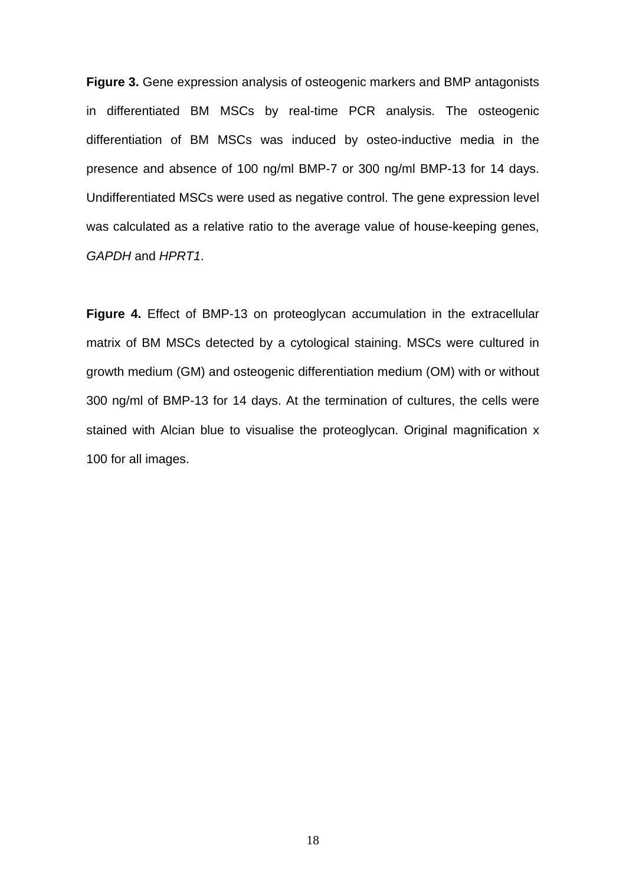**Figure 3.** Gene expression analysis of osteogenic markers and BMP antagonists in differentiated BM MSCs by real-time PCR analysis. The osteogenic differentiation of BM MSCs was induced by osteo-inductive media in the presence and absence of 100 ng/ml BMP-7 or 300 ng/ml BMP-13 for 14 days. Undifferentiated MSCs were used as negative control. The gene expression level was calculated as a relative ratio to the average value of house-keeping genes, *GAPDH* and *HPRT1*.

**Figure 4.** Effect of BMP-13 on proteoglycan accumulation in the extracellular matrix of BM MSCs detected by a cytological staining. MSCs were cultured in growth medium (GM) and osteogenic differentiation medium (OM) with or without 300 ng/ml of BMP-13 for 14 days. At the termination of cultures, the cells were stained with Alcian blue to visualise the proteoglycan. Original magnification x 100 for all images.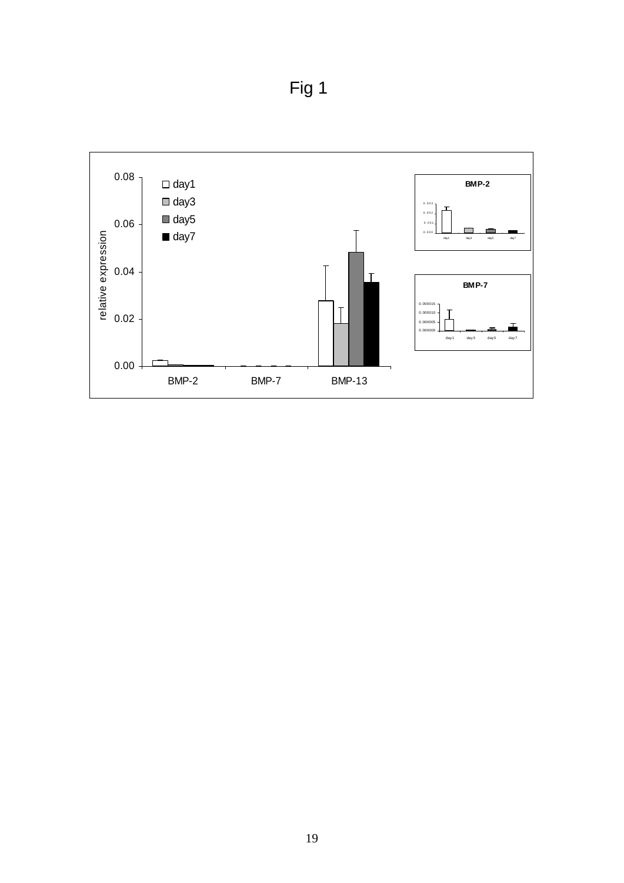Fig 1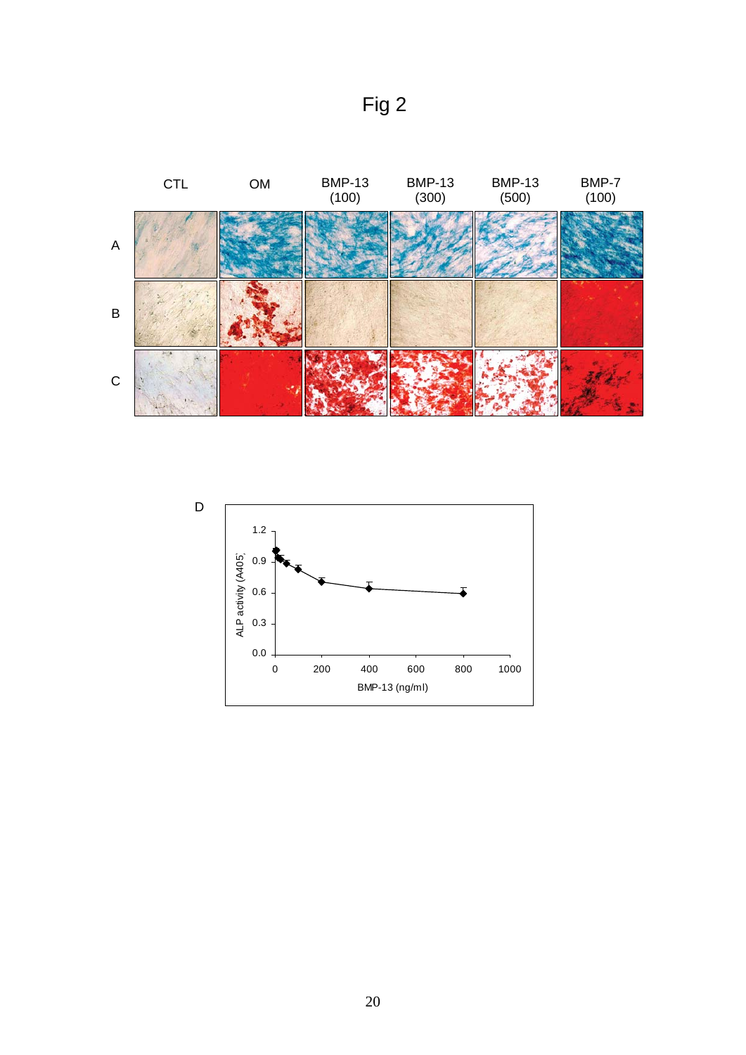Fig 2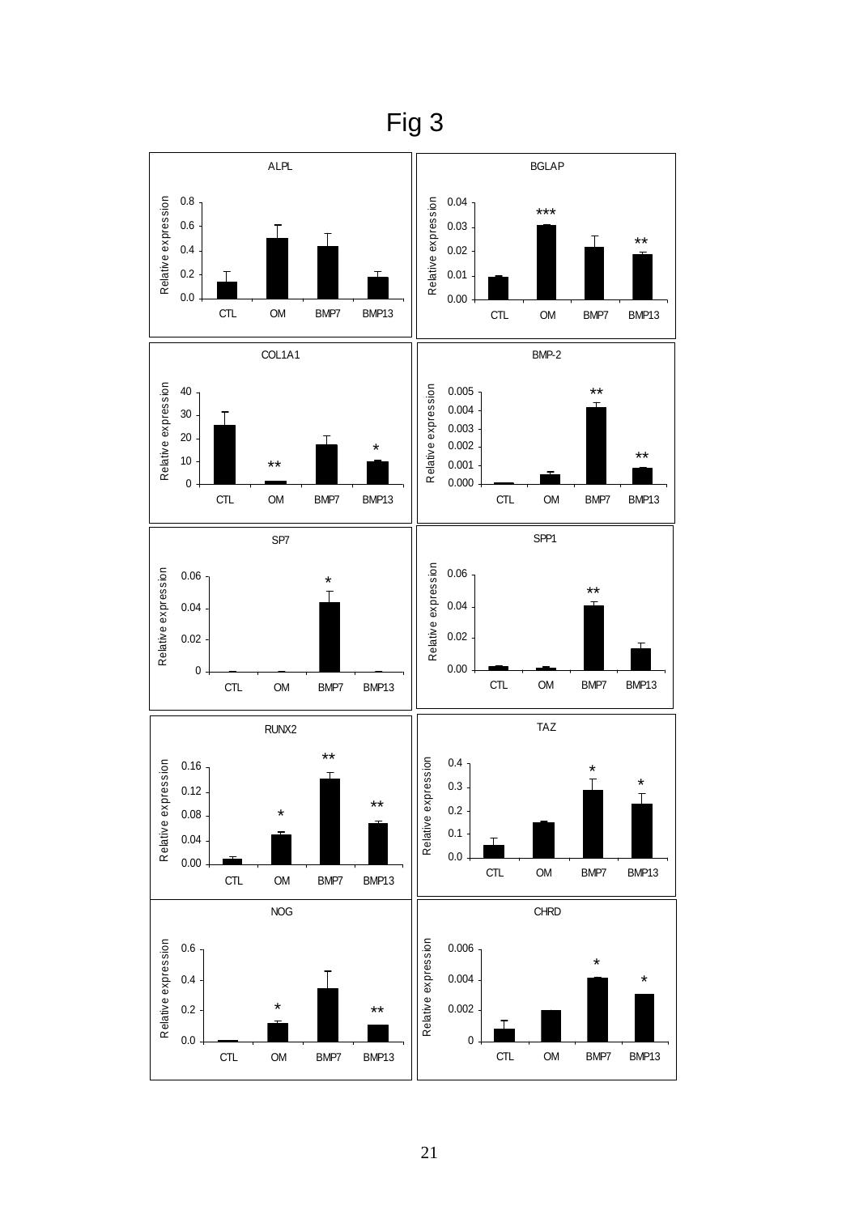# Fig 3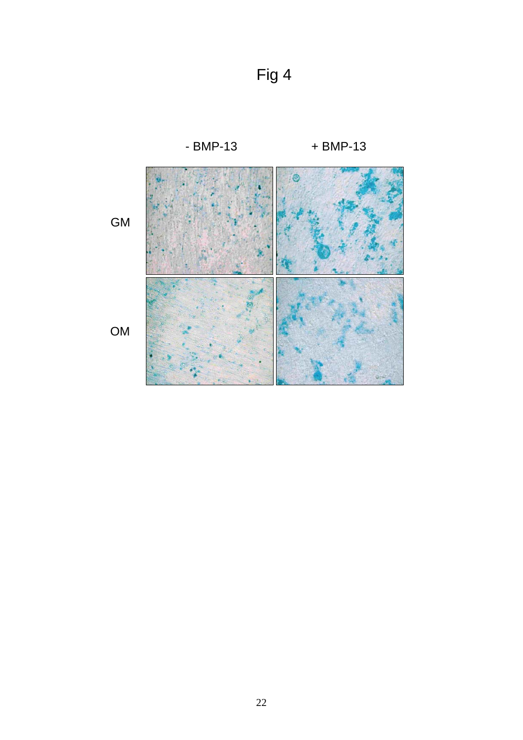Fig 4

- BMP-13 + BMP-13

GM

OM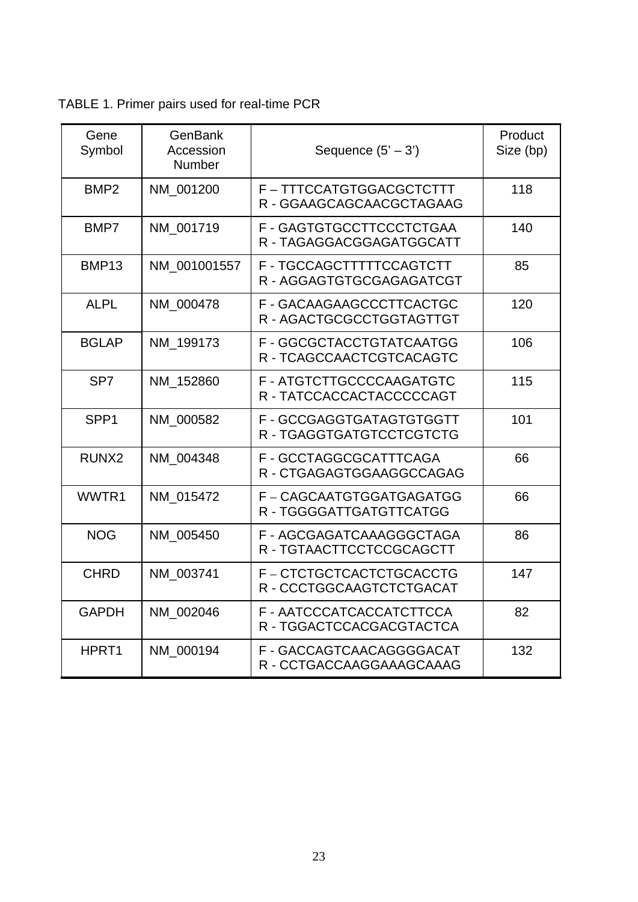TABLE 1. Primer pairs used for real-time PCR

| Gene Symbol | GenBank Accession Number | Sequence (5' – 3') | Product Size (bp) |
|---|---|---|---|
| BMP2 | NM_001200 | F – TTTCCATGTGGACGCTCTTT<br>R - GGAAGCAGCAACGCTAGAAG | 118 |
| BMP7 | NM_001719 | F - GAGTGTGCCTTCCCTCTGAA<br>R - TAGAGGACGGAGATGGCATT | 140 |
| BMP13 | NM_001001557 | F - TGCCAGCTTTTTCCAGTCTT<br>R - AGGAGTGTGCGAGAGATCGT | 85 |
| ALPL | NM_000478 | F - GACAAGAAGCCCTTCACTGC<br>R - AGACTGCGCCTGGTAGTTGT | 120 |
| BGLAP | NM_199173 | F - GGCGCTACCTGTATCAATGG<br>R - TCAGCCAACTCGTCACAGTC | 106 |
| SP7 | NM_152860 | F - ATGTCTTGCCCCAAGATGTC<br>R - TATCCACCACTACCCCCAGT | 115 |
| SPP1 | NM_000582 | F - GCCGAGGTGATAGTGTGGTT<br>R - TGAGGTGATGTCCTCGTCTG | 101 |
| RUNX2 | NM_004348 | F - GCCTAGGCGCATTTCAGA<br>R - CTGAGAGTGGAAGGCCAGAG | 66 |
| WWTR1 | NM_015472 | F – CAGCAATGTGGATGAGATGG<br>R - TGGGGATTGATGTTCATGG | 66 |
| NOG | NM_005450 | F - AGCGAGATCAAAGGGCTAGA<br>R - TGTAACTTCCTCCGCAGCTT | 86 |
| CHRD | NM_003741 | F – CTCTGCTCACTCTGCACCTG<br>R - CCCTGGCAAGTCTCTGACAT | 147 |
| GAPDH | NM_002046 | F - AATCCCATCACCATCTTCCA<br>R - TGGACTCCACGACGTACTCA | 82 |
| HPRT1 | NM_000194 | F - GACCAGTCAACAGGGGACAT<br>R - CCTGACCAAGGAAAGCAAAG | 132 |